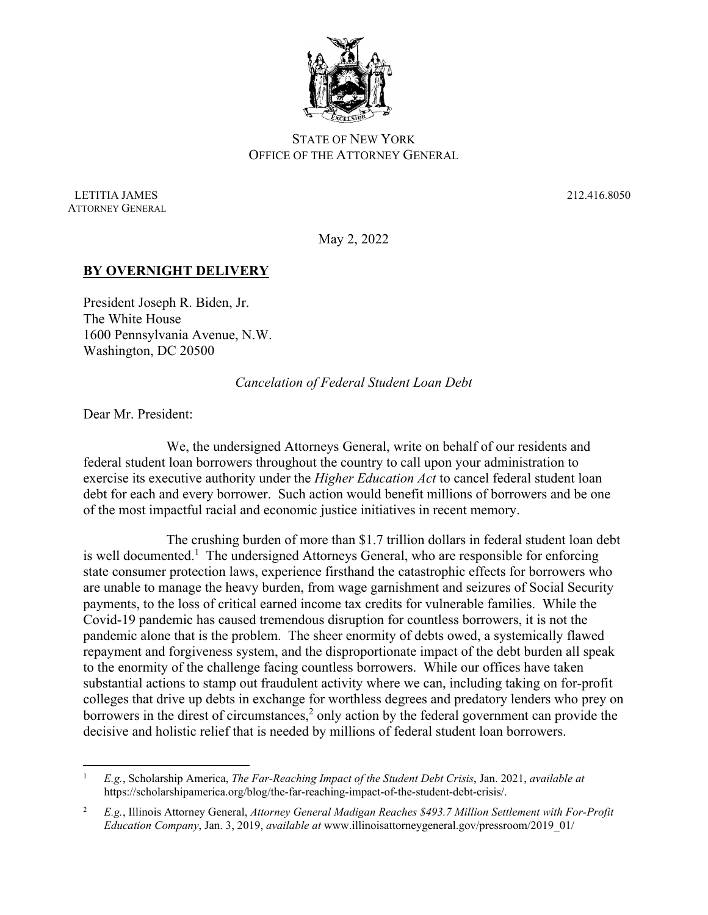STATE OF NEW YORK
OFFICE OF THE ATTORNEY GENERAL

LETITIA JAMES
ATTORNEY GENERAL

212.416.8050

May 2, 2022

**BY OVERNIGHT DELIVERY**

President Joseph R. Biden, Jr.
The White House
1600 Pennsylvania Avenue, N.W.
Washington, DC 20500

*Cancelation of Federal Student Loan Debt*

Dear Mr. President:

We, the undersigned Attorneys General, write on behalf of our residents and federal student loan borrowers throughout the country to call upon your administration to exercise its executive authority under the *Higher Education Act* to cancel federal student loan debt for each and every borrower. Such action would benefit millions of borrowers and be one of the most impactful racial and economic justice initiatives in recent memory.

The crushing burden of more than $1.7 trillion dollars in federal student loan debt is well documented.[1] The undersigned Attorneys General, who are responsible for enforcing state consumer protection laws, experience firsthand the catastrophic effects for borrowers who are unable to manage the heavy burden, from wage garnishment and seizures of Social Security payments, to the loss of critical earned income tax credits for vulnerable families. While the Covid-19 pandemic has caused tremendous disruption for countless borrowers, it is not the pandemic alone that is the problem. The sheer enormity of debts owed, a systemically flawed repayment and forgiveness system, and the disproportionate impact of the debt burden all speak to the enormity of the challenge facing countless borrowers. While our offices have taken substantial actions to stamp out fraudulent activity where we can, including taking on for-profit colleges that drive up debts in exchange for worthless degrees and predatory lenders who prey on borrowers in the direst of circumstances,[2] only action by the federal government can provide the decisive and holistic relief that is needed by millions of federal student loan borrowers.

---

[1] *E.g.*, Scholarship America, *The Far-Reaching Impact of the Student Debt Crisis*, Jan. 2021, *available at* https://scholarshipamerica.org/blog/the-far-reaching-impact-of-the-student-debt-crisis/.

[2] *E.g.*, Illinois Attorney General, *Attorney General Madigan Reaches $493.7 Million Settlement with For-Profit Education Company*, Jan. 3, 2019, *available at* www.illinoisattorneygeneral.gov/pressroom/2019_01/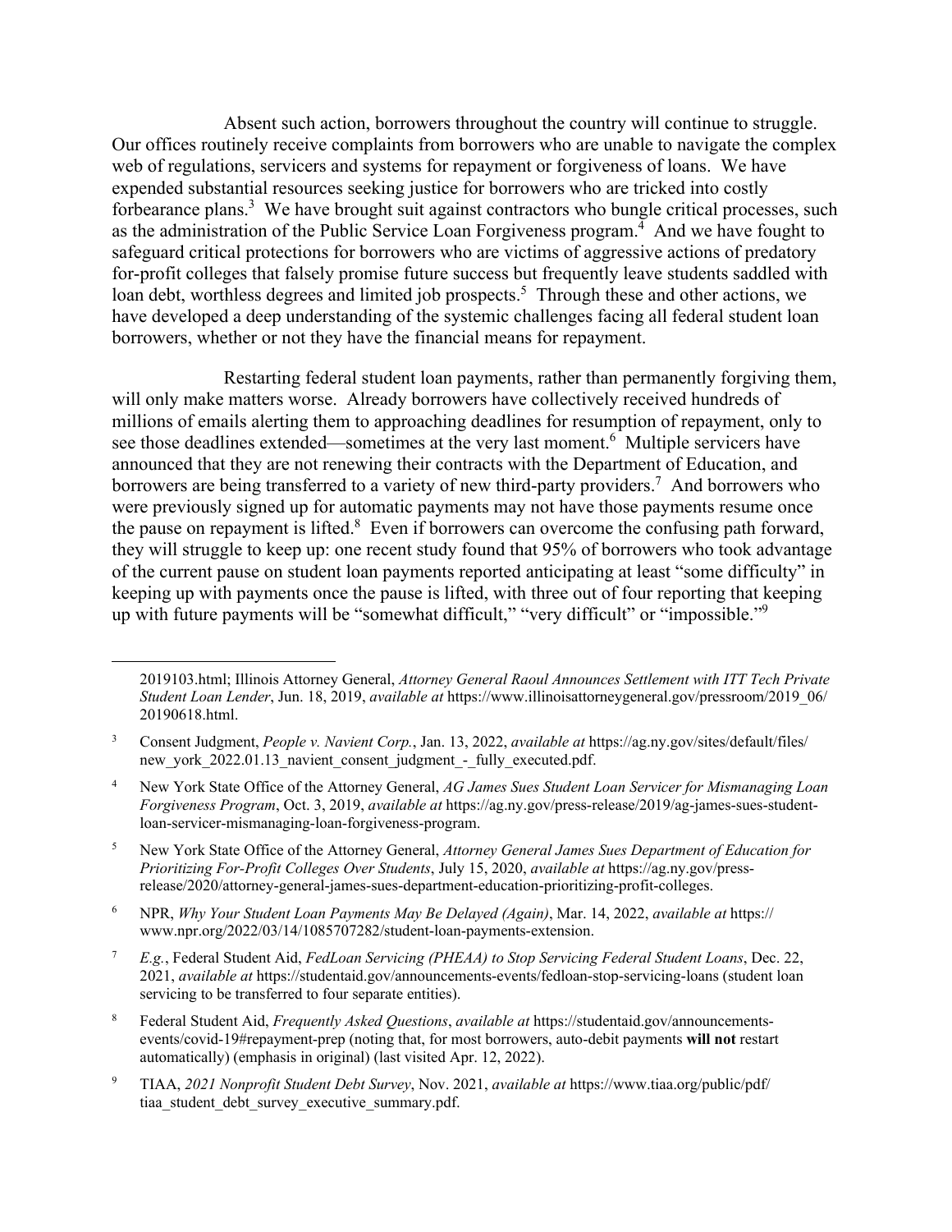Absent such action, borrowers throughout the country will continue to struggle. Our offices routinely receive complaints from borrowers who are unable to navigate the complex web of regulations, servicers and systems for repayment or forgiveness of loans. We have expended substantial resources seeking justice for borrowers who are tricked into costly forbearance plans.[3] We have brought suit against contractors who bungle critical processes, such as the administration of the Public Service Loan Forgiveness program.[4] And we have fought to safeguard critical protections for borrowers who are victims of aggressive actions of predatory for-profit colleges that falsely promise future success but frequently leave students saddled with loan debt, worthless degrees and limited job prospects.[5] Through these and other actions, we have developed a deep understanding of the systemic challenges facing all federal student loan borrowers, whether or not they have the financial means for repayment.

Restarting federal student loan payments, rather than permanently forgiving them, will only make matters worse. Already borrowers have collectively received hundreds of millions of emails alerting them to approaching deadlines for resumption of repayment, only to see those deadlines extended—sometimes at the very last moment.[6] Multiple servicers have announced that they are not renewing their contracts with the Department of Education, and borrowers are being transferred to a variety of new third-party providers.[7] And borrowers who were previously signed up for automatic payments may not have those payments resume once the pause on repayment is lifted.[8] Even if borrowers can overcome the confusing path forward, they will struggle to keep up: one recent study found that 95% of borrowers who took advantage of the current pause on student loan payments reported anticipating at least "some difficulty" in keeping up with payments once the pause is lifted, with three out of four reporting that keeping up with future payments will be "somewhat difficult," "very difficult" or "impossible."[9]

---

2019103.html; Illinois Attorney General, *Attorney General Raoul Announces Settlement with ITT Tech Private Student Loan Lender*, Jun. 18, 2019, *available at* https://www.illinoisattorneygeneral.gov/pressroom/2019_06/20190618.html.

[3] Consent Judgment, *People v. Navient Corp.*, Jan. 13, 2022, *available at* https://ag.ny.gov/sites/default/files/new_york_2022.01.13_navient_consent_judgment_-_fully_executed.pdf.

[4] New York State Office of the Attorney General, *AG James Sues Student Loan Servicer for Mismanaging Loan Forgiveness Program*, Oct. 3, 2019, *available at* https://ag.ny.gov/press-release/2019/ag-james-sues-student-loan-servicer-mismanaging-loan-forgiveness-program.

[5] New York State Office of the Attorney General, *Attorney General James Sues Department of Education for Prioritizing For-Profit Colleges Over Students*, July 15, 2020, *available at* https://ag.ny.gov/press-release/2020/attorney-general-james-sues-department-education-prioritizing-profit-colleges.

[6] NPR, *Why Your Student Loan Payments May Be Delayed (Again)*, Mar. 14, 2022, *available at* https://www.npr.org/2022/03/14/1085707282/student-loan-payments-extension.

[7] *E.g.*, Federal Student Aid, *FedLoan Servicing (PHEAA) to Stop Servicing Federal Student Loans*, Dec. 22, 2021, *available at* https://studentaid.gov/announcements-events/fedloan-stop-servicing-loans (student loan servicing to be transferred to four separate entities).

[8] Federal Student Aid, *Frequently Asked Questions*, *available at* https://studentaid.gov/announcements-events/covid-19#repayment-prep (noting that, for most borrowers, auto-debit payments **will not** restart automatically) (emphasis in original) (last visited Apr. 12, 2022).

[9] TIAA, *2021 Nonprofit Student Debt Survey*, Nov. 2021, *available at* https://www.tiaa.org/public/pdf/tiaa_student_debt_survey_executive_summary.pdf.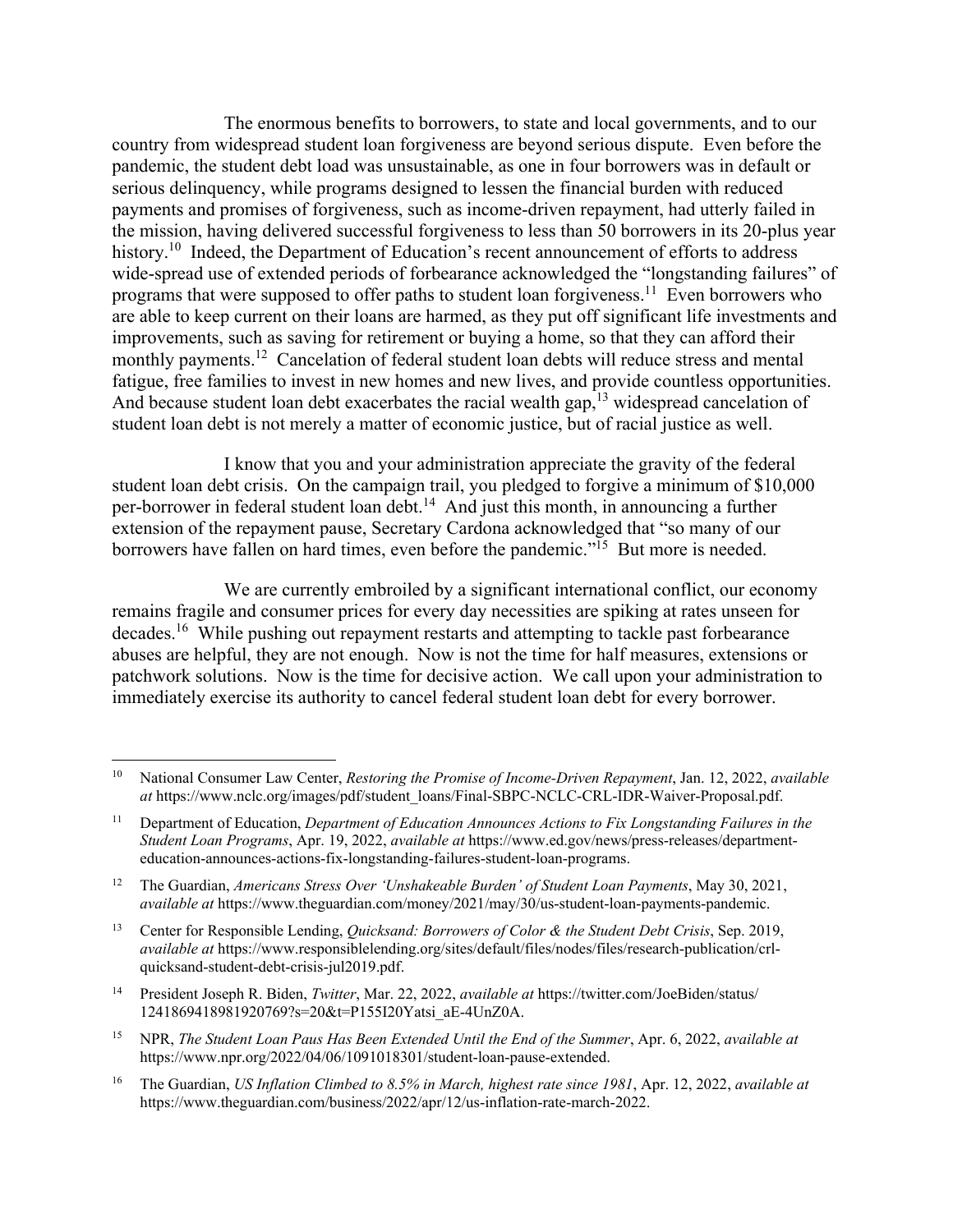The enormous benefits to borrowers, to state and local governments, and to our country from widespread student loan forgiveness are beyond serious dispute. Even before the pandemic, the student debt load was unsustainable, as one in four borrowers was in default or serious delinquency, while programs designed to lessen the financial burden with reduced payments and promises of forgiveness, such as income-driven repayment, had utterly failed in the mission, having delivered successful forgiveness to less than 50 borrowers in its 20-plus year history.[10] Indeed, the Department of Education's recent announcement of efforts to address wide-spread use of extended periods of forbearance acknowledged the "longstanding failures" of programs that were supposed to offer paths to student loan forgiveness.[11] Even borrowers who are able to keep current on their loans are harmed, as they put off significant life investments and improvements, such as saving for retirement or buying a home, so that they can afford their monthly payments.[12] Cancelation of federal student loan debts will reduce stress and mental fatigue, free families to invest in new homes and new lives, and provide countless opportunities. And because student loan debt exacerbates the racial wealth gap,[13] widespread cancelation of student loan debt is not merely a matter of economic justice, but of racial justice as well.

I know that you and your administration appreciate the gravity of the federal student loan debt crisis. On the campaign trail, you pledged to forgive a minimum of $10,000 per-borrower in federal student loan debt.[14] And just this month, in announcing a further extension of the repayment pause, Secretary Cardona acknowledged that "so many of our borrowers have fallen on hard times, even before the pandemic."[15] But more is needed.

We are currently embroiled by a significant international conflict, our economy remains fragile and consumer prices for every day necessities are spiking at rates unseen for decades.[16] While pushing out repayment restarts and attempting to tackle past forbearance abuses are helpful, they are not enough. Now is not the time for half measures, extensions or patchwork solutions. Now is the time for decisive action. We call upon your administration to immediately exercise its authority to cancel federal student loan debt for every borrower.

---

[10] National Consumer Law Center, *Restoring the Promise of Income-Driven Repayment*, Jan. 12, 2022, *available at* https://www.nclc.org/images/pdf/student_loans/Final-SBPC-NCLC-CRL-IDR-Waiver-Proposal.pdf.

[11] Department of Education, *Department of Education Announces Actions to Fix Longstanding Failures in the Student Loan Programs*, Apr. 19, 2022, *available at* https://www.ed.gov/news/press-releases/department-education-announces-actions-fix-longstanding-failures-student-loan-programs.

[12] The Guardian, *Americans Stress Over 'Unshakeable Burden' of Student Loan Payments*, May 30, 2021, *available at* https://www.theguardian.com/money/2021/may/30/us-student-loan-payments-pandemic.

[13] Center for Responsible Lending, *Quicksand: Borrowers of Color & the Student Debt Crisis*, Sep. 2019, *available at* https://www.responsiblelending.org/sites/default/files/nodes/files/research-publication/crl-quicksand-student-debt-crisis-jul2019.pdf.

[14] President Joseph R. Biden, *Twitter*, Mar. 22, 2022, *available at* https://twitter.com/JoeBiden/status/1241869418981920769?s=20&t=P155I20Yatsi_aE-4UnZ0A.

[15] NPR, *The Student Loan Paus Has Been Extended Until the End of the Summer*, Apr. 6, 2022, *available at* https://www.npr.org/2022/04/06/1091018301/student-loan-pause-extended.

[16] The Guardian, *US Inflation Climbed to 8.5% in March, highest rate since 1981*, Apr. 12, 2022, *available at* https://www.theguardian.com/business/2022/apr/12/us-inflation-rate-march-2022.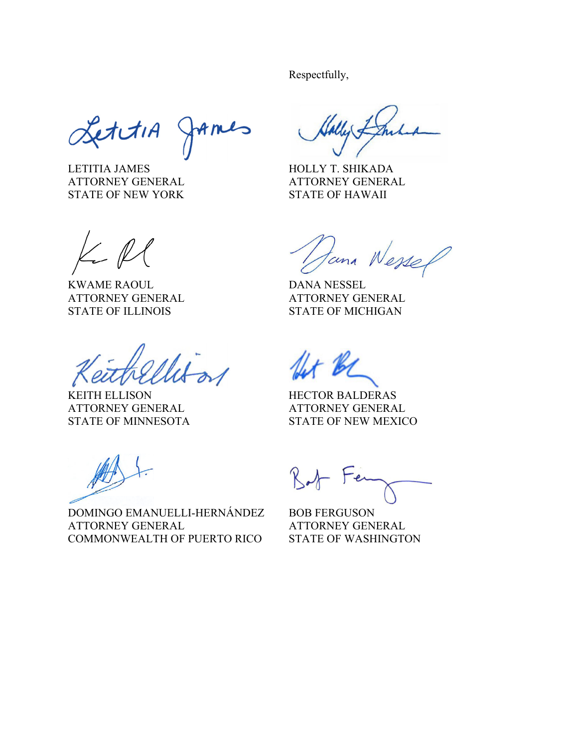Respectfully,

LETITIA JAMES
ATTORNEY GENERAL
STATE OF NEW YORK

HOLLY T. SHIKADA
ATTORNEY GENERAL
STATE OF HAWAII

KWAME RAOUL
ATTORNEY GENERAL
STATE OF ILLINOIS

DANA NESSEL
ATTORNEY GENERAL
STATE OF MICHIGAN

KEITH ELLISON
ATTORNEY GENERAL
STATE OF MINNESOTA

HECTOR BALDERAS
ATTORNEY GENERAL
STATE OF NEW MEXICO

DOMINGO EMANUELLI-HERNÁNDEZ
ATTORNEY GENERAL
COMMONWEALTH OF PUERTO RICO

BOB FERGUSON
ATTORNEY GENERAL
STATE OF WASHINGTON